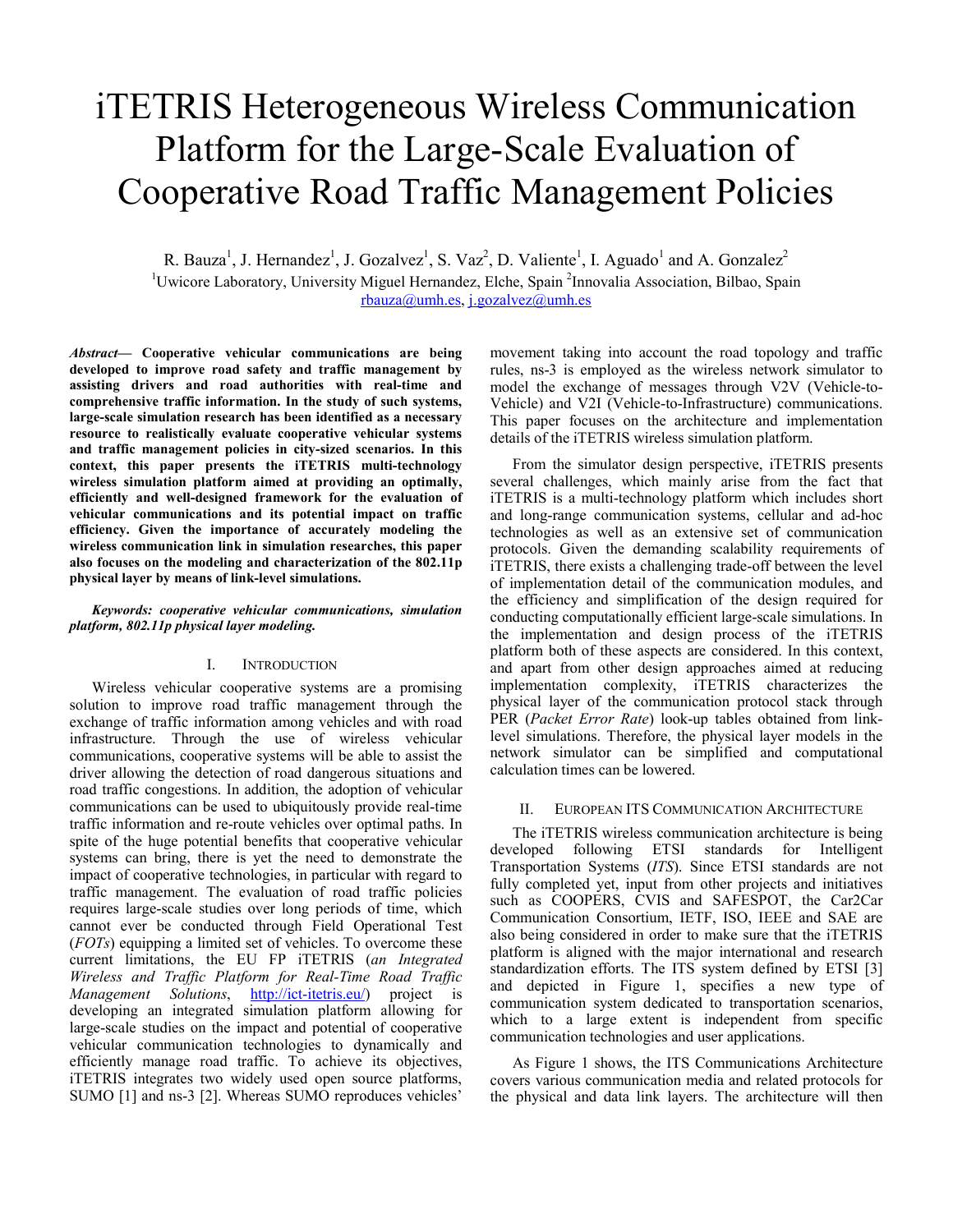# iTETRIS Heterogeneous Wireless Communication Platform for the Large-Scale Evaluation of Cooperative Road Traffic Management Policies

R. Bauza[1], J. Hernandez[1], J. Gozalvez[1], S. Vaz[2], D. Valiente[1], I. Aguado[1] and A. Gonzalez[2]

[1]Uwicore Laboratory, University Miguel Hernandez, Elche, Spain [2]Innovalia Association, Bilbao, Spain

rbauza@umh.es, j.gozalvez@umh.es

***Abstract*— Cooperative vehicular communications are being developed to improve road safety and traffic management by assisting drivers and road authorities with real-time and comprehensive traffic information. In the study of such systems, large-scale simulation research has been identified as a necessary resource to realistically evaluate cooperative vehicular systems and traffic management policies in city-sized scenarios. In this context, this paper presents the iTETRIS multi-technology wireless simulation platform aimed at providing an optimally, efficiently and well-designed framework for the evaluation of vehicular communications and its potential impact on traffic efficiency. Given the importance of accurately modeling the wireless communication link in simulation researches, this paper also focuses on the modeling and characterization of the 802.11p physical layer by means of link-level simulations.**

***Keywords: cooperative vehicular communications, simulation platform, 802.11p physical layer modeling.***

## I. INTRODUCTION

Wireless vehicular cooperative systems are a promising solution to improve road traffic management through the exchange of traffic information among vehicles and with road infrastructure. Through the use of wireless vehicular communications, cooperative systems will be able to assist the driver allowing the detection of road dangerous situations and road traffic congestions. In addition, the adoption of vehicular communications can be used to ubiquitously provide real-time traffic information and re-route vehicles over optimal paths. In spite of the huge potential benefits that cooperative vehicular systems can bring, there is yet the need to demonstrate the impact of cooperative technologies, in particular with regard to traffic management. The evaluation of road traffic policies requires large-scale studies over long periods of time, which cannot ever be conducted through Field Operational Test (*FOTs*) equipping a limited set of vehicles. To overcome these current limitations, the EU FP iTETRIS (*an Integrated Wireless and Traffic Platform for Real-Time Road Traffic Management Solutions*, http://ict-itetris.eu/) project is developing an integrated simulation platform allowing for large-scale studies on the impact and potential of cooperative vehicular communication technologies to dynamically and efficiently manage road traffic. To achieve its objectives, iTETRIS integrates two widely used open source platforms, SUMO [1] and ns-3 [2]. Whereas SUMO reproduces vehicles' movement taking into account the road topology and traffic rules, ns-3 is employed as the wireless network simulator to model the exchange of messages through V2V (Vehicle-to-Vehicle) and V2I (Vehicle-to-Infrastructure) communications. This paper focuses on the architecture and implementation details of the iTETRIS wireless simulation platform.

From the simulator design perspective, iTETRIS presents several challenges, which mainly arise from the fact that iTETRIS is a multi-technology platform which includes short and long-range communication systems, cellular and ad-hoc technologies as well as an extensive set of communication protocols. Given the demanding scalability requirements of iTETRIS, there exists a challenging trade-off between the level of implementation detail of the communication modules, and the efficiency and simplification of the design required for conducting computationally efficient large-scale simulations. In the implementation and design process of the iTETRIS platform both of these aspects are considered. In this context, and apart from other design approaches aimed at reducing implementation complexity, iTETRIS characterizes the physical layer of the communication protocol stack through PER (*Packet Error Rate*) look-up tables obtained from link-level simulations. Therefore, the physical layer models in the network simulator can be simplified and computational calculation times can be lowered.

## II. EUROPEAN ITS COMMUNICATION ARCHITECTURE

The iTETRIS wireless communication architecture is being developed following ETSI standards for Intelligent Transportation Systems (*ITS*). Since ETSI standards are not fully completed yet, input from other projects and initiatives such as COOPERS, CVIS and SAFESPOT, the Car2Car Communication Consortium, IETF, ISO, IEEE and SAE are also being considered in order to make sure that the iTETRIS platform is aligned with the major international and research standardization efforts. The ITS system defined by ETSI [3] and depicted in Figure 1, specifies a new type of communication system dedicated to transportation scenarios, which to a large extent is independent from specific communication technologies and user applications.

As Figure 1 shows, the ITS Communications Architecture covers various communication media and related protocols for the physical and data link layers. The architecture will then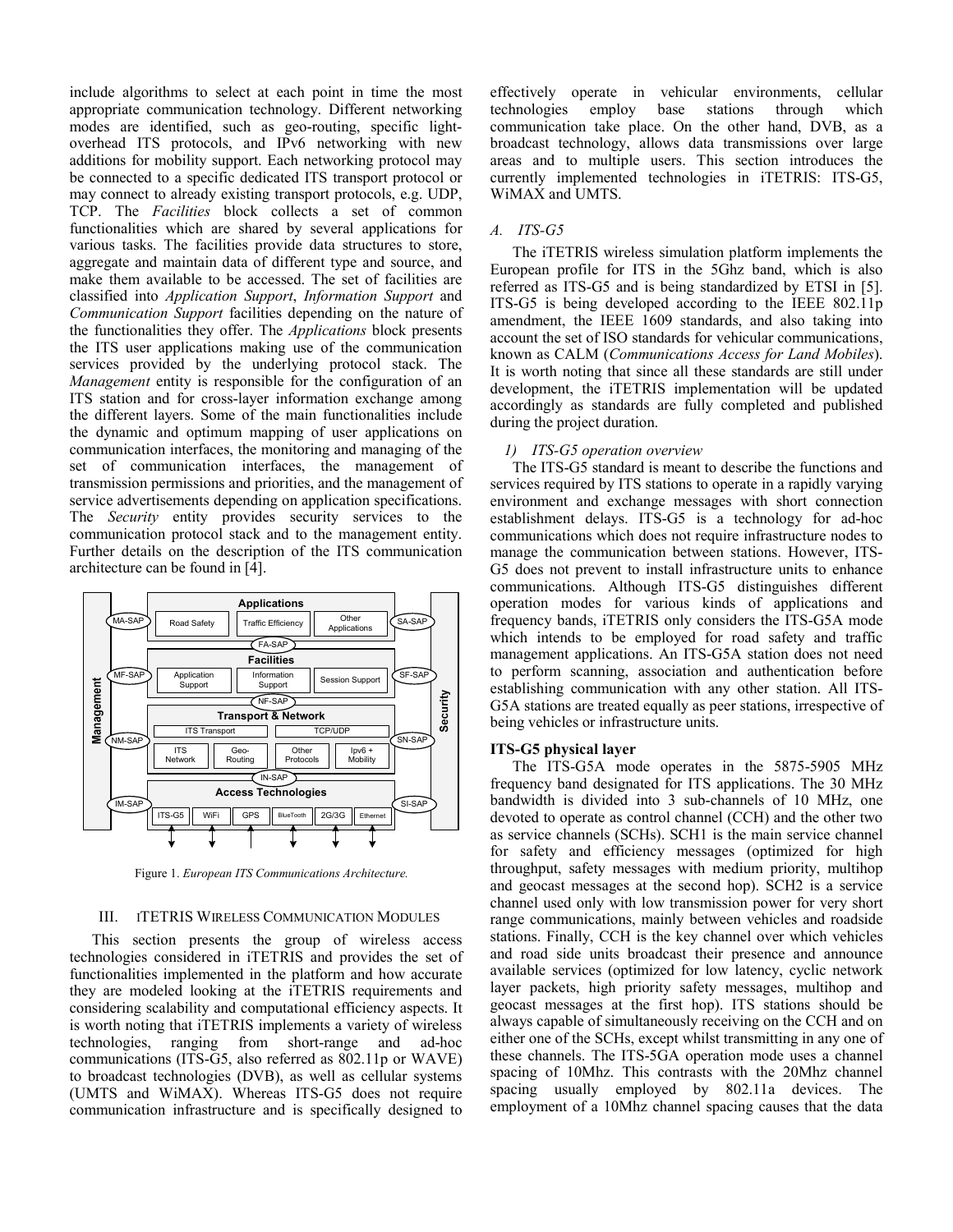include algorithms to select at each point in time the most appropriate communication technology. Different networking modes are identified, such as geo-routing, specific light-overhead ITS protocols, and IPv6 networking with new additions for mobility support. Each networking protocol may be connected to a specific dedicated ITS transport protocol or may connect to already existing transport protocols, e.g. UDP, TCP. The *Facilities* block collects a set of common functionalities which are shared by several applications for various tasks. The facilities provide data structures to store, aggregate and maintain data of different type and source, and make them available to be accessed. The set of facilities are classified into *Application Support*, *Information Support* and *Communication Support* facilities depending on the nature of the functionalities they offer. The *Applications* block presents the ITS user applications making use of the communication services provided by the underlying protocol stack. The *Management* entity is responsible for the configuration of an ITS station and for cross-layer information exchange among the different layers. Some of the main functionalities include the dynamic and optimum mapping of user applications on communication interfaces, the monitoring and managing of the set of communication interfaces, the management of transmission permissions and priorities, and the management of service advertisements depending on application specifications. The *Security* entity provides security services to the communication protocol stack and to the management entity. Further details on the description of the ITS communication architecture can be found in [4].

Figure 1. *European ITS Communications Architecture.*

## III. iTETRIS Wireless Communication Modules

This section presents the group of wireless access technologies considered in iTETRIS and provides the set of functionalities implemented in the platform and how accurate they are modeled looking at the iTETRIS requirements and considering scalability and computational efficiency aspects. It is worth noting that iTETRIS implements a variety of wireless technologies, ranging from short-range and ad-hoc communications (ITS-G5, also referred as 802.11p or WAVE) to broadcast technologies (DVB), as well as cellular systems (UMTS and WiMAX). Whereas ITS-G5 does not require communication infrastructure and is specifically designed to effectively operate in vehicular environments, cellular technologies employ base stations through which communication take place. On the other hand, DVB, as a broadcast technology, allows data transmissions over large areas and to multiple users. This section introduces the currently implemented technologies in iTETRIS: ITS-G5, WiMAX and UMTS.

### A. ITS-G5

The iTETRIS wireless simulation platform implements the European profile for ITS in the 5Ghz band, which is also referred as ITS-G5 and is being standardized by ETSI in [5]. ITS-G5 is being developed according to the IEEE 802.11p amendment, the IEEE 1609 standards, and also taking into account the set of ISO standards for vehicular communications, known as CALM (*Communications Access for Land Mobiles*). It is worth noting that since all these standards are still under development, the iTETRIS implementation will be updated accordingly as standards are fully completed and published during the project duration.

#### 1) ITS-G5 operation overview

The ITS-G5 standard is meant to describe the functions and services required by ITS stations to operate in a rapidly varying environment and exchange messages with short connection establishment delays. ITS-G5 is a technology for ad-hoc communications which does not require infrastructure nodes to manage the communication between stations. However, ITS-G5 does not prevent to install infrastructure units to enhance communications. Although ITS-G5 distinguishes different operation modes for various kinds of applications and frequency bands, iTETRIS only considers the ITS-G5A mode which intends to be employed for road safety and traffic management applications. An ITS-G5A station does not need to perform scanning, association and authentication before establishing communication with any other station. All ITS-G5A stations are treated equally as peer stations, irrespective of being vehicles or infrastructure units.

**ITS-G5 physical layer**

The ITS-G5A mode operates in the 5875-5905 MHz frequency band designated for ITS applications. The 30 MHz bandwidth is divided into 3 sub-channels of 10 MHz, one devoted to operate as control channel (CCH) and the other two as service channels (SCHs). SCH1 is the main service channel for safety and efficiency messages (optimized for high throughput, safety messages with medium priority, multihop and geocast messages at the second hop). SCH2 is a service channel used only with low transmission power for very short range communications, mainly between vehicles and roadside stations. Finally, CCH is the key channel over which vehicles and road side units broadcast their presence and announce available services (optimized for low latency, cyclic network layer packets, high priority safety messages, multihop and geocast messages at the first hop). ITS stations should be always capable of simultaneously receiving on the CCH and on either one of the SCHs, except whilst transmitting in any one of these channels. The ITS-5GA operation mode uses a channel spacing of 10Mhz. This contrasts with the 20Mhz channel spacing usually employed by 802.11a devices. The employment of a 10Mhz channel spacing causes that the data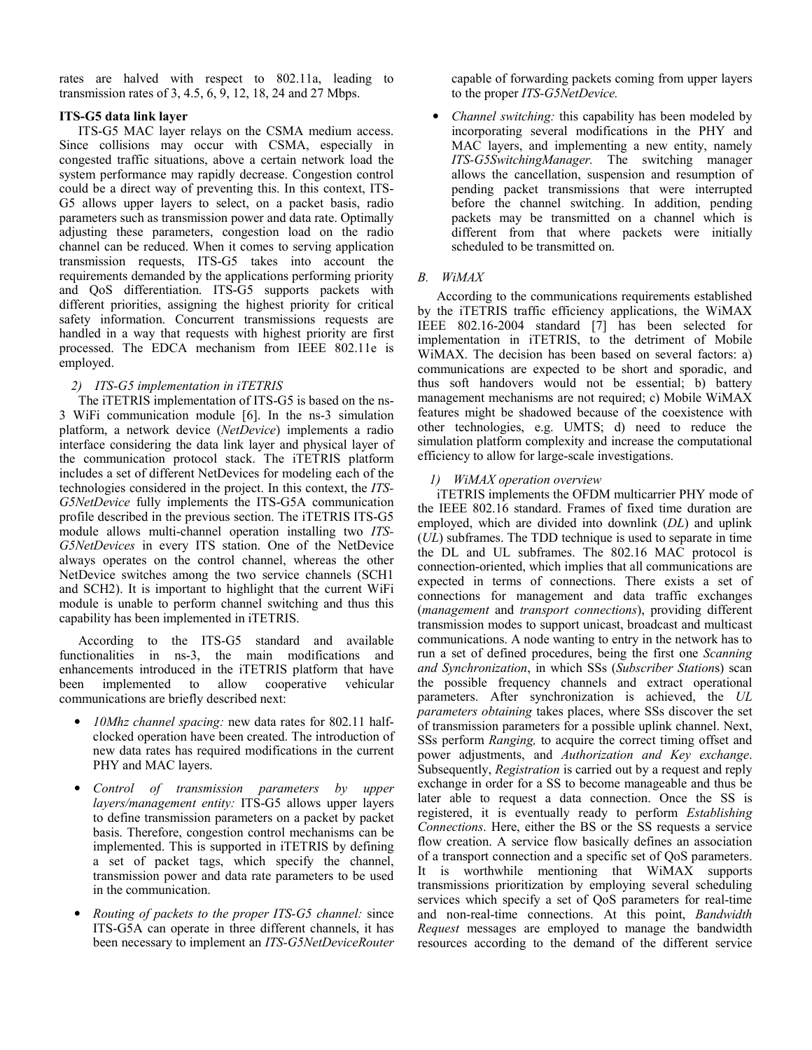rates are halved with respect to 802.11a, leading to transmission rates of 3, 4.5, 6, 9, 12, 18, 24 and 27 Mbps.

**ITS-G5 data link layer**

ITS-G5 MAC layer relays on the CSMA medium access. Since collisions may occur with CSMA, especially in congested traffic situations, above a certain network load the system performance may rapidly decrease. Congestion control could be a direct way of preventing this. In this context, ITS-G5 allows upper layers to select, on a packet basis, radio parameters such as transmission power and data rate. Optimally adjusting these parameters, congestion load on the radio channel can be reduced. When it comes to serving application transmission requests, ITS-G5 takes into account the requirements demanded by the applications performing priority and QoS differentiation. ITS-G5 supports packets with different priorities, assigning the highest priority for critical safety information. Concurrent transmissions requests are handled in a way that requests with highest priority are first processed. The EDCA mechanism from IEEE 802.11e is employed.

### *2) ITS-G5 implementation in iTETRIS*

The iTETRIS implementation of ITS-G5 is based on the ns-3 WiFi communication module [6]. In the ns-3 simulation platform, a network device (*NetDevice*) implements a radio interface considering the data link layer and physical layer of the communication protocol stack. The iTETRIS platform includes a set of different NetDevices for modeling each of the technologies considered in the project. In this context, the *ITS-G5NetDevice* fully implements the ITS-G5A communication profile described in the previous section. The iTETRIS ITS-G5 module allows multi-channel operation installing two *ITS-G5NetDevices* in every ITS station. One of the NetDevice always operates on the control channel, whereas the other NetDevice switches among the two service channels (SCH1 and SCH2). It is important to highlight that the current WiFi module is unable to perform channel switching and thus this capability has been implemented in iTETRIS.

According to the ITS-G5 standard and available functionalities in ns-3, the main modifications and enhancements introduced in the iTETRIS platform that have been implemented to allow cooperative vehicular communications are briefly described next:

- *10Mhz channel spacing:* new data rates for 802.11 half-clocked operation have been created. The introduction of new data rates has required modifications in the current PHY and MAC layers.
- *Control of transmission parameters by upper layers/management entity:* ITS-G5 allows upper layers to define transmission parameters on a packet by packet basis. Therefore, congestion control mechanisms can be implemented. This is supported in iTETRIS by defining a set of packet tags, which specify the channel, transmission power and data rate parameters to be used in the communication.
- *Routing of packets to the proper ITS-G5 channel:* since ITS-G5A can operate in three different channels, it has been necessary to implement an *ITS-G5NetDeviceRouter* capable of forwarding packets coming from upper layers to the proper *ITS-G5NetDevice.*
- *Channel switching:* this capability has been modeled by incorporating several modifications in the PHY and MAC layers, and implementing a new entity, namely *ITS-G5SwitchingManager.* The switching manager allows the cancellation, suspension and resumption of pending packet transmissions that were interrupted before the channel switching. In addition, pending packets may be transmitted on a channel which is different from that where packets were initially scheduled to be transmitted on.

## *B. WiMAX*

According to the communications requirements established by the iTETRIS traffic efficiency applications, the WiMAX IEEE 802.16-2004 standard [7] has been selected for implementation in iTETRIS, to the detriment of Mobile WiMAX. The decision has been based on several factors: a) communications are expected to be short and sporadic, and thus soft handovers would not be essential; b) battery management mechanisms are not required; c) Mobile WiMAX features might be shadowed because of the coexistence with other technologies, e.g. UMTS; d) need to reduce the simulation platform complexity and increase the computational efficiency to allow for large-scale investigations.

### *1) WiMAX operation overview*

iTETRIS implements the OFDM multicarrier PHY mode of the IEEE 802.16 standard. Frames of fixed time duration are employed, which are divided into downlink (*DL*) and uplink (*UL*) subframes. The TDD technique is used to separate in time the DL and UL subframes. The 802.16 MAC protocol is connection-oriented, which implies that all communications are expected in terms of connections. There exists a set of connections for management and data traffic exchanges (*management* and *transport connections*), providing different transmission modes to support unicast, broadcast and multicast communications. A node wanting to entry in the network has to run a set of defined procedures, being the first one *Scanning and Synchronization*, in which SSs (*Subscriber Station*s) scan the possible frequency channels and extract operational parameters. After synchronization is achieved, the *UL parameters obtaining* takes places, where SSs discover the set of transmission parameters for a possible uplink channel. Next, SSs perform *Ranging,* to acquire the correct timing offset and power adjustments, and *Authorization and Key exchange*. Subsequently, *Registration* is carried out by a request and reply exchange in order for a SS to become manageable and thus be later able to request a data connection. Once the SS is registered, it is eventually ready to perform *Establishing Connections*. Here, either the BS or the SS requests a service flow creation. A service flow basically defines an association of a transport connection and a specific set of QoS parameters. It is worthwhile mentioning that WiMAX supports transmissions prioritization by employing several scheduling services which specify a set of QoS parameters for real-time and non-real-time connections. At this point, *Bandwidth Request* messages are employed to manage the bandwidth resources according to the demand of the different service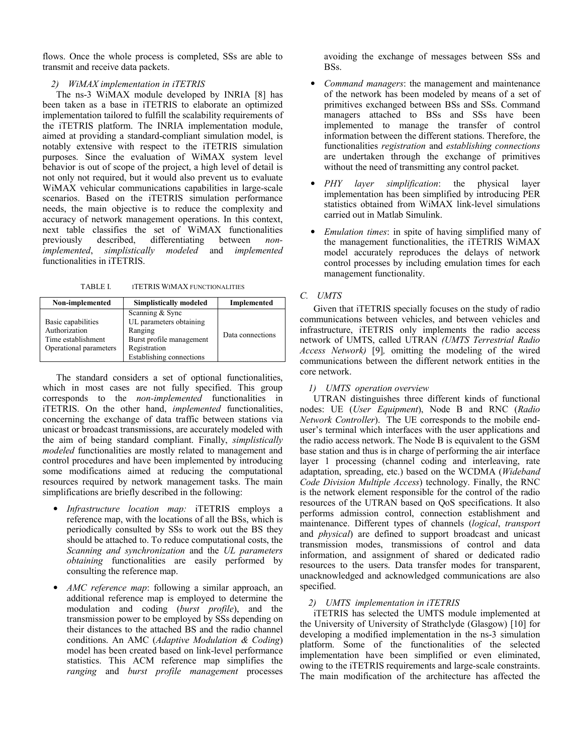flows. Once the whole process is completed, SSs are able to transmit and receive data packets.

#### 2) WiMAX implementation in iTETRIS

The ns-3 WiMAX module developed by INRIA [8] has been taken as a base in iTETRIS to elaborate an optimized implementation tailored to fulfill the scalability requirements of the iTETRIS platform. The INRIA implementation module, aimed at providing a standard-compliant simulation model, is notably extensive with respect to the iTETRIS simulation purposes. Since the evaluation of WiMAX system level behavior is out of scope of the project, a high level of detail is not only not required, but it would also prevent us to evaluate WiMAX vehicular communications capabilities in large-scale scenarios. Based on the iTETRIS simulation performance needs, the main objective is to reduce the complexity and accuracy of network management operations. In this context, next table classifies the set of WiMAX functionalities previously described, differentiating between *non-implemented*, *simplistically modeled* and *implemented* functionalities in iTETRIS.

TABLE I. ITETRIS WIMAX FUNCTIONALITIES

| Non-implemented | Simplistically modeled | Implemented |
|---|---|---|
| Basic capabilities<br>Authorization<br>Time establishment<br>Operational parameters | Scanning & Sync<br>UL parameters obtaining<br>Ranging<br>Burst profile management<br>Registration<br>Establishing connections | Data connections |

The standard considers a set of optional functionalities, which in most cases are not fully specified. This group corresponds to the *non-implemented* functionalities in iTETRIS. On the other hand, *implemented* functionalities, concerning the exchange of data traffic between stations via unicast or broadcast transmissions, are accurately modeled with the aim of being standard compliant. Finally, *simplistically modeled* functionalities are mostly related to management and control procedures and have been implemented by introducing some modifications aimed at reducing the computational resources required by network management tasks. The main simplifications are briefly described in the following:

- *Infrastructure location map:* iTETRIS employs a reference map, with the locations of all the BSs, which is periodically consulted by SSs to work out the BS they should be attached to. To reduce computational costs, the *Scanning and synchronization* and the *UL parameters obtaining* functionalities are easily performed by consulting the reference map.
- *AMC reference map*: following a similar approach, an additional reference map is employed to determine the modulation and coding (*burst profile*), and the transmission power to be employed by SSs depending on their distances to the attached BS and the radio channel conditions. An AMC (*Adaptive Modulation & Coding*) model has been created based on link-level performance statistics. This ACM reference map simplifies the *ranging* and *burst profile management* processes avoiding the exchange of messages between SSs and BSs.
- *Command managers*: the management and maintenance of the network has been modeled by means of a set of primitives exchanged between BSs and SSs. Command managers attached to BSs and SSs have been implemented to manage the transfer of control information between the different stations. Therefore, the functionalities *registration* and *establishing connections* are undertaken through the exchange of primitives without the need of transmitting any control packet.
- *PHY layer simplification*: the physical layer implementation has been simplified by introducing PER statistics obtained from WiMAX link-level simulations carried out in Matlab Simulink.
- *Emulation times*: in spite of having simplified many of the management functionalities, the iTETRIS WiMAX model accurately reproduces the delays of network control processes by including emulation times for each management functionality.

### C. UMTS

Given that iTETRIS specially focuses on the study of radio communications between vehicles, and between vehicles and infrastructure, iTETRIS only implements the radio access network of UMTS, called UTRAN *(UMTS Terrestrial Radio Access Network)* [9], omitting the modeling of the wired communications between the different network entities in the core network.

#### 1) UMTS operation overview

UTRAN distinguishes three different kinds of functional nodes: UE (*User Equipment*), Node B and RNC (*Radio Network Controller*). The UE corresponds to the mobile end-user's terminal which interfaces with the user applications and the radio access network. The Node B is equivalent to the GSM base station and thus is in charge of performing the air interface layer 1 processing (channel coding and interleaving, rate adaptation, spreading, etc.) based on the WCDMA (*Wideband Code Division Multiple Access*) technology. Finally, the RNC is the network element responsible for the control of the radio resources of the UTRAN based on QoS specifications. It also performs admission control, connection establishment and maintenance. Different types of channels (*logical*, *transport* and *physical*) are defined to support broadcast and unicast transmission modes, transmissions of control and data information, and assignment of shared or dedicated radio resources to the users. Data transfer modes for transparent, unacknowledged and acknowledged communications are also specified.

#### 2) UMTS implementation in iTETRIS

iTETRIS has selected the UMTS module implemented at the University of University of Strathclyde (Glasgow) [10] for developing a modified implementation in the ns-3 simulation platform. Some of the functionalities of the selected implementation have been simplified or even eliminated, owing to the iTETRIS requirements and large-scale constraints. The main modification of the architecture has affected the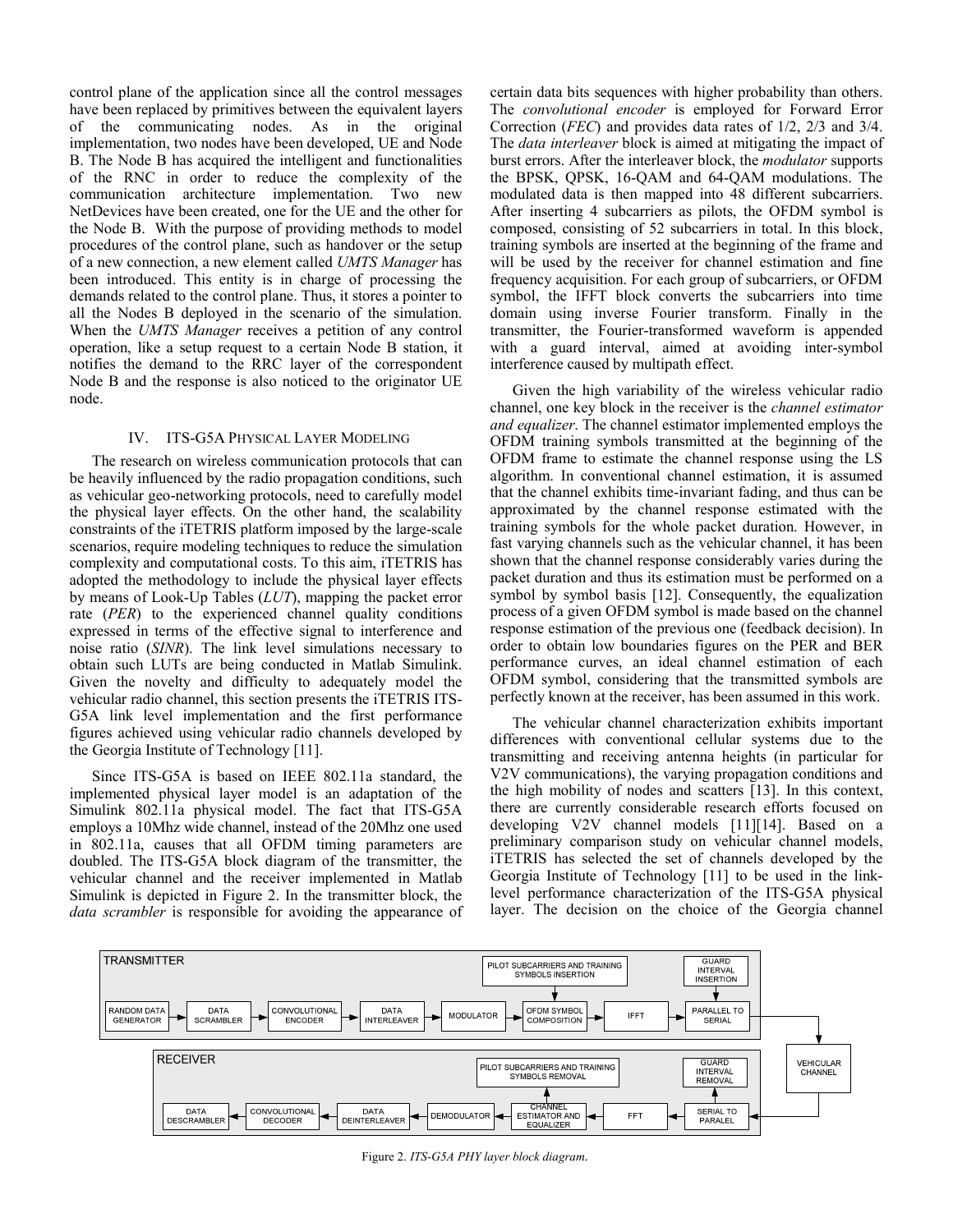control plane of the application since all the control messages have been replaced by primitives between the equivalent layers of the communicating nodes. As in the original implementation, two nodes have been developed, UE and Node B. The Node B has acquired the intelligent and functionalities of the RNC in order to reduce the complexity of the communication architecture implementation. Two new NetDevices have been created, one for the UE and the other for the Node B. With the purpose of providing methods to model procedures of the control plane, such as handover or the setup of a new connection, a new element called *UMTS Manager* has been introduced. This entity is in charge of processing the demands related to the control plane. Thus, it stores a pointer to all the Nodes B deployed in the scenario of the simulation. When the *UMTS Manager* receives a petition of any control operation, like a setup request to a certain Node B station, it notifies the demand to the RRC layer of the correspondent Node B and the response is also noticed to the originator UE node.

## IV. ITS-G5A Physical Layer Modeling

The research on wireless communication protocols that can be heavily influenced by the radio propagation conditions, such as vehicular geo-networking protocols, need to carefully model the physical layer effects. On the other hand, the scalability constraints of the iTETRIS platform imposed by the large-scale scenarios, require modeling techniques to reduce the simulation complexity and computational costs. To this aim, iTETRIS has adopted the methodology to include the physical layer effects by means of Look-Up Tables (*LUT*), mapping the packet error rate (*PER*) to the experienced channel quality conditions expressed in terms of the effective signal to interference and noise ratio (*SINR*). The link level simulations necessary to obtain such LUTs are being conducted in Matlab Simulink. Given the novelty and difficulty to adequately model the vehicular radio channel, this section presents the iTETRIS ITS-G5A link level implementation and the first performance figures achieved using vehicular radio channels developed by the Georgia Institute of Technology [11].

Since ITS-G5A is based on IEEE 802.11a standard, the implemented physical layer model is an adaptation of the Simulink 802.11a physical model. The fact that ITS-G5A employs a 10Mhz wide channel, instead of the 20Mhz one used in 802.11a, causes that all OFDM timing parameters are doubled. The ITS-G5A block diagram of the transmitter, the vehicular channel and the receiver implemented in Matlab Simulink is depicted in Figure 2. In the transmitter block, the *data scrambler* is responsible for avoiding the appearance of certain data bits sequences with higher probability than others. The *convolutional encoder* is employed for Forward Error Correction (*FEC*) and provides data rates of 1/2, 2/3 and 3/4. The *data interleaver* block is aimed at mitigating the impact of burst errors. After the interleaver block, the *modulator* supports the BPSK, QPSK, 16-QAM and 64-QAM modulations. The modulated data is then mapped into 48 different subcarriers. After inserting 4 subcarriers as pilots, the OFDM symbol is composed, consisting of 52 subcarriers in total. In this block, training symbols are inserted at the beginning of the frame and will be used by the receiver for channel estimation and fine frequency acquisition. For each group of subcarriers, or OFDM symbol, the IFFT block converts the subcarriers into time domain using inverse Fourier transform. Finally in the transmitter, the Fourier-transformed waveform is appended with a guard interval, aimed at avoiding inter-symbol interference caused by multipath effect.

Given the high variability of the wireless vehicular radio channel, one key block in the receiver is the *channel estimator and equalizer*. The channel estimator implemented employs the OFDM training symbols transmitted at the beginning of the OFDM frame to estimate the channel response using the LS algorithm. In conventional channel estimation, it is assumed that the channel exhibits time-invariant fading, and thus can be approximated by the channel response estimated with the training symbols for the whole packet duration. However, in fast varying channels such as the vehicular channel, it has been shown that the channel response considerably varies during the packet duration and thus its estimation must be performed on a symbol by symbol basis [12]. Consequently, the equalization process of a given OFDM symbol is made based on the channel response estimation of the previous one (feedback decision). In order to obtain low boundaries figures on the PER and BER performance curves, an ideal channel estimation of each OFDM symbol, considering that the transmitted symbols are perfectly known at the receiver, has been assumed in this work.

The vehicular channel characterization exhibits important differences with conventional cellular systems due to the transmitting and receiving antenna heights (in particular for V2V communications), the varying propagation conditions and the high mobility of nodes and scatters [13]. In this context, there are currently considerable research efforts focused on developing V2V channel models [11][14]. Based on a preliminary comparison study on vehicular channel models, iTETRIS has selected the set of channels developed by the Georgia Institute of Technology [11] to be used in the link-level performance characterization of the ITS-G5A physical layer. The decision on the choice of the Georgia channel

TRANSMITTER: RANDOM DATA GENERATOR → DATA SCRAMBLER → CONVOLUTIONAL ENCODER → DATA INTERLEAVER → MODULATOR → OFDM SYMBOL COMPOSITION (← PILOT SUBCARRIERS AND TRAINING SYMBOLS INSERTION) → IFFT → PARALLEL TO SERIAL (← GUARD INTERVAL INSERTION) → VEHICULAR CHANNEL

RECEIVER: SERIAL TO PARALEL (→ GUARD INTERVAL REMOVAL) → FFT → CHANNEL ESTIMATOR AND EQUALIZER (→ PILOT SUBCARRIERS AND TRAINING SYMBOLS REMOVAL) → DEMODULATOR → DATA DEINTERLEAVER → CONVOLUTIONAL DECODER → DATA DESCRAMBLER

Figure 2. *ITS-G5A PHY layer block diagram*.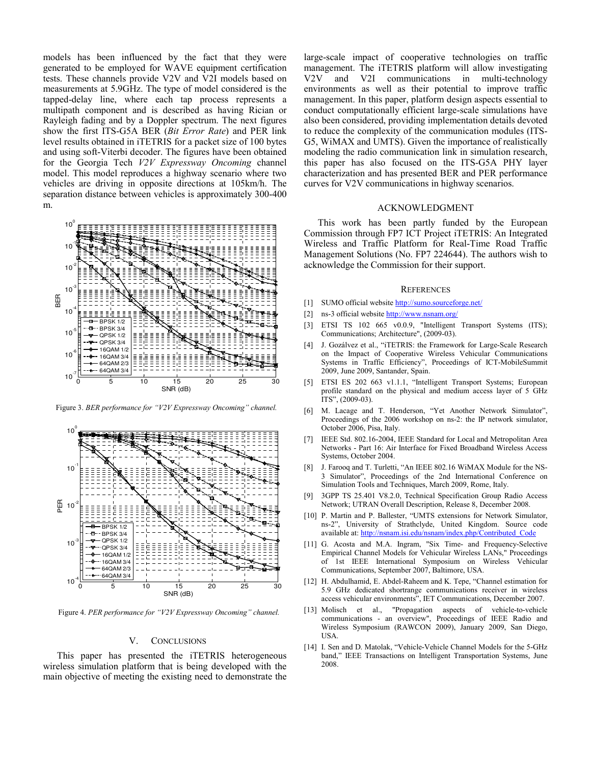models has been influenced by the fact that they were generated to be employed for WAVE equipment certification tests. These channels provide V2V and V2I models based on measurements at 5.9GHz. The type of model considered is the tapped-delay line, where each tap process represents a multipath component and is described as having Rician or Rayleigh fading and by a Doppler spectrum. The next figures show the first ITS-G5A BER (*Bit Error Rate*) and PER link level results obtained in iTETRIS for a packet size of 100 bytes and using soft-Viterbi decoder. The figures have been obtained for the Georgia Tech *V2V Expressway Oncoming* channel model. This model reproduces a highway scenario where two vehicles are driving in opposite directions at 105km/h. The separation distance between vehicles is approximately 300-400 m.

BER
$10^0$
$10^{-1}$
$10^{-2}$
$10^{-3}$
$10^{-4}$
$10^{-5}$
$10^{-6}$
$10^{-7}$
0 5 10 15 20 25 30
SNR (dB)
BPSK 1/2
BPSK 3/4
QPSK 1/2
QPSK 3/4
16QAM 1/2
16QAM 3/4
64QAM 2/3
64QAM 3/4

Figure 3. *BER performance for "V2V Expressway Oncoming" channel.*

PER
$10^0$
$10^{-1}$
$10^{-2}$
$10^{-3}$
$10^{-4}$
0 5 10 15 20 25 30
SNR (dB)
BPSK 1/2
BPSK 3/4
QPSK 1/2
QPSK 3/4
16QAM 1/2
16QAM 3/4
64QAM 2/3
64QAM 3/4

Figure 4. *PER performance for "V2V Expressway Oncoming" channel.*

## V. CONCLUSIONS

This paper has presented the iTETRIS heterogeneous wireless simulation platform that is being developed with the main objective of meeting the existing need to demonstrate the large-scale impact of cooperative technologies on traffic management. The iTETRIS platform will allow investigating V2V and V2I communications in multi-technology environments as well as their potential to improve traffic management. In this paper, platform design aspects essential to conduct computationally efficient large-scale simulations have also been considered, providing implementation details devoted to reduce the complexity of the communication modules (ITS-G5, WiMAX and UMTS). Given the importance of realistically modeling the radio communication link in simulation research, this paper has also focused on the ITS-G5A PHY layer characterization and has presented BER and PER performance curves for V2V communications in highway scenarios.

## ACKNOWLEDGMENT

This work has been partly funded by the European Commission through FP7 ICT Project iTETRIS: An Integrated Wireless and Traffic Platform for Real-Time Road Traffic Management Solutions (No. FP7 224644). The authors wish to acknowledge the Commission for their support.

## REFERENCES

[1] SUMO official website http://sumo.sourceforge.net/

[2] ns-3 official website http://www.nsnam.org/

[3] ETSI TS 102 665 v0.0.9, "Intelligent Transport Systems (ITS); Communications; Architecture", (2009-03).

[4] J. Gozálvez et al., "iTETRIS: the Framework for Large-Scale Research on the Impact of Cooperative Wireless Vehicular Communications Systems in Traffic Efficiency", Proceedings of ICT-MobileSummit 2009, June 2009, Santander, Spain.

[5] ETSI ES 202 663 v1.1.1, "Intelligent Transport Systems; European profile standard on the physical and medium access layer of 5 GHz ITS", (2009-03).

[6] M. Lacage and T. Henderson, "Yet Another Network Simulator", Proceedings of the 2006 workshop on ns-2: the IP network simulator, October 2006, Pisa, Italy.

[7] IEEE Std. 802.16-2004, IEEE Standard for Local and Metropolitan Area Networks - Part 16: Air Interface for Fixed Broadband Wireless Access Systems, October 2004.

[8] J. Farooq and T. Turletti, "An IEEE 802.16 WiMAX Module for the NS-3 Simulator", Proceedings of the 2nd International Conference on Simulation Tools and Techniques, March 2009, Rome, Italy.

[9] 3GPP TS 25.401 V8.2.0, Technical Specification Group Radio Access Network; UTRAN Overall Description, Release 8, December 2008.

[10] P. Martin and P. Ballester, "UMTS extensions for Network Simulator, ns-2", University of Strathclyde, United Kingdom. Source code available at: http://nsnam.isi.edu/nsnam/index.php/Contributed_Code

[11] G. Acosta and M.A. Ingram, "Six Time- and Frequency-Selective Empirical Channel Models for Vehicular Wireless LANs," Proceedings of 1st IEEE International Symposium on Wireless Vehicular Communications, September 2007, Baltimore, USA.

[12] H. Abdulhamid, E. Abdel-Raheem and K. Tepe, "Channel estimation for 5.9 GHz dedicated shortrange communications receiver in wireless access vehicular environments", IET Communications, December 2007.

[13] Molisch et al., "Propagation aspects of vehicle-to-vehicle communications - an overview", Proceedings of IEEE Radio and Wireless Symposium (RAWCON 2009), January 2009, San Diego, USA.

[14] I. Sen and D. Matolak, "Vehicle-Vehicle Channel Models for the 5-GHz band," IEEE Transactions on Intelligent Transportation Systems, June 2008.